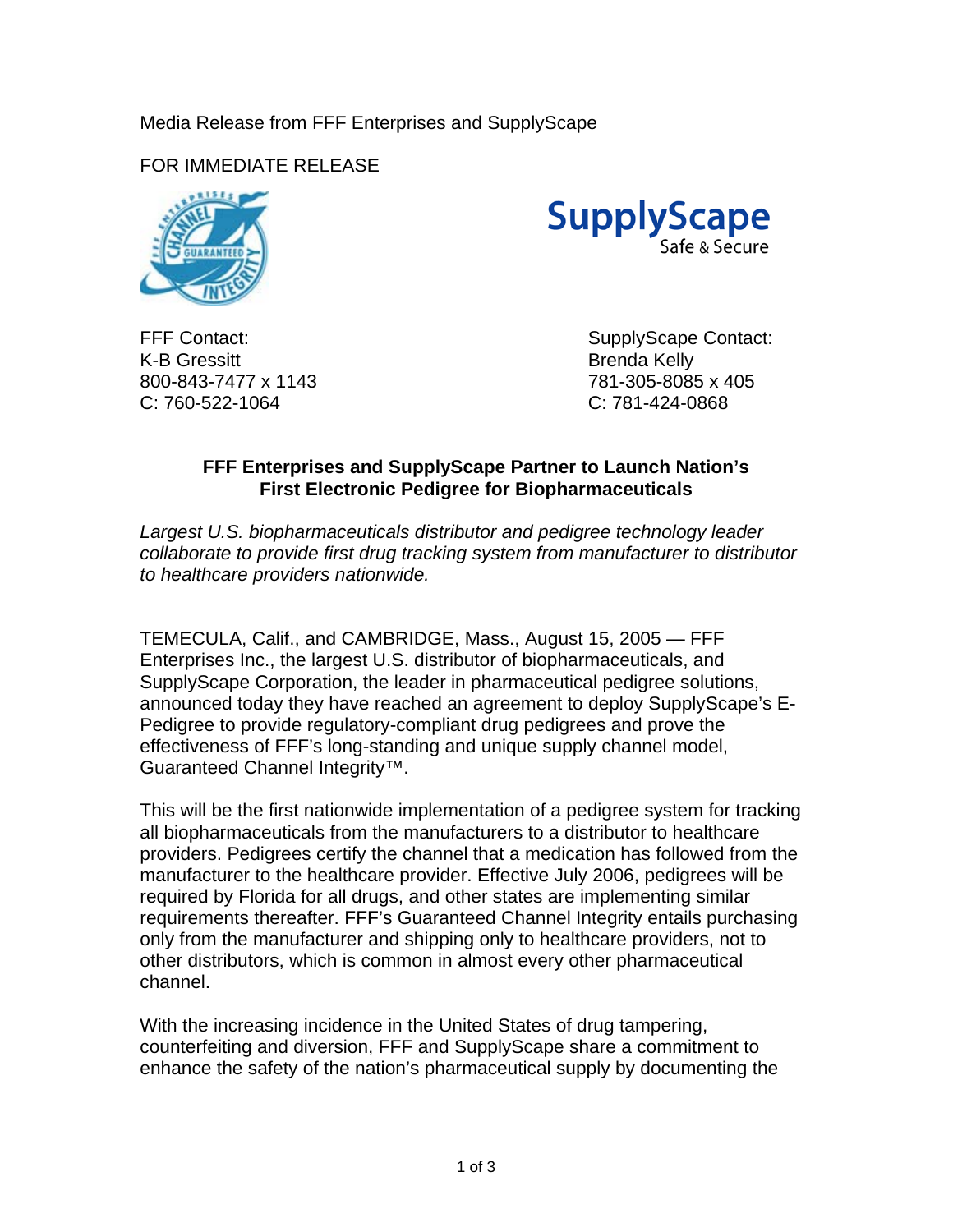Media Release from FFF Enterprises and SupplyScape

FOR IMMEDIATE RELEASE

FFF Contact:
K-B Gressitt
800-843-7477 x 1143
C: 760-522-1064

SupplyScape Contact:
Brenda Kelly
781-305-8085 x 405
C: 781-424-0868

## FFF Enterprises and SupplyScape Partner to Launch Nation's First Electronic Pedigree for Biopharmaceuticals

*Largest U.S. biopharmaceuticals distributor and pedigree technology leader collaborate to provide first drug tracking system from manufacturer to distributor to healthcare providers nationwide.*

TEMECULA, Calif., and CAMBRIDGE, Mass., August 15, 2005 — FFF Enterprises Inc., the largest U.S. distributor of biopharmaceuticals, and SupplyScape Corporation, the leader in pharmaceutical pedigree solutions, announced today they have reached an agreement to deploy SupplyScape's E-Pedigree to provide regulatory-compliant drug pedigrees and prove the effectiveness of FFF's long-standing and unique supply channel model, Guaranteed Channel Integrity™.

This will be the first nationwide implementation of a pedigree system for tracking all biopharmaceuticals from the manufacturers to a distributor to healthcare providers. Pedigrees certify the channel that a medication has followed from the manufacturer to the healthcare provider. Effective July 2006, pedigrees will be required by Florida for all drugs, and other states are implementing similar requirements thereafter. FFF's Guaranteed Channel Integrity entails purchasing only from the manufacturer and shipping only to healthcare providers, not to other distributors, which is common in almost every other pharmaceutical channel.

With the increasing incidence in the United States of drug tampering, counterfeiting and diversion, FFF and SupplyScape share a commitment to enhance the safety of the nation's pharmaceutical supply by documenting the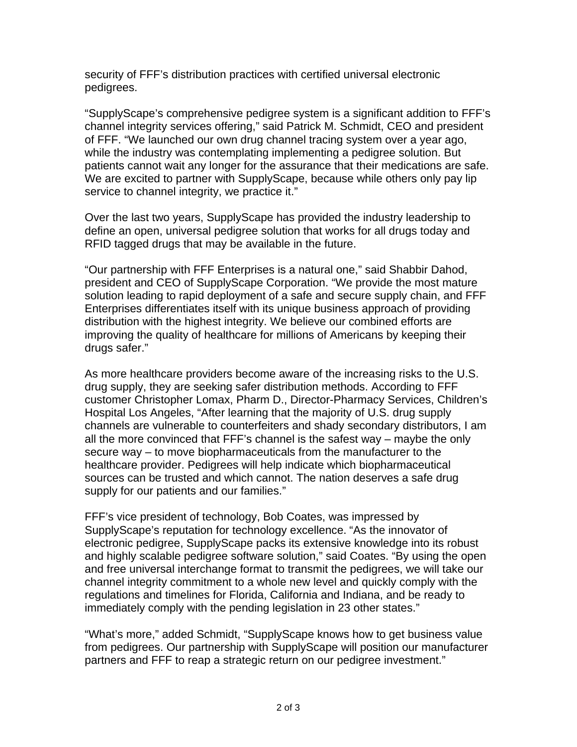security of FFF's distribution practices with certified universal electronic pedigrees.

"SupplyScape's comprehensive pedigree system is a significant addition to FFF's channel integrity services offering," said Patrick M. Schmidt, CEO and president of FFF. "We launched our own drug channel tracing system over a year ago, while the industry was contemplating implementing a pedigree solution. But patients cannot wait any longer for the assurance that their medications are safe. We are excited to partner with SupplyScape, because while others only pay lip service to channel integrity, we practice it."

Over the last two years, SupplyScape has provided the industry leadership to define an open, universal pedigree solution that works for all drugs today and RFID tagged drugs that may be available in the future.

"Our partnership with FFF Enterprises is a natural one," said Shabbir Dahod, president and CEO of SupplyScape Corporation. "We provide the most mature solution leading to rapid deployment of a safe and secure supply chain, and FFF Enterprises differentiates itself with its unique business approach of providing distribution with the highest integrity. We believe our combined efforts are improving the quality of healthcare for millions of Americans by keeping their drugs safer."

As more healthcare providers become aware of the increasing risks to the U.S. drug supply, they are seeking safer distribution methods. According to FFF customer Christopher Lomax, Pharm D., Director-Pharmacy Services, Children's Hospital Los Angeles, "After learning that the majority of U.S. drug supply channels are vulnerable to counterfeiters and shady secondary distributors, I am all the more convinced that FFF's channel is the safest way – maybe the only secure way – to move biopharmaceuticals from the manufacturer to the healthcare provider. Pedigrees will help indicate which biopharmaceutical sources can be trusted and which cannot. The nation deserves a safe drug supply for our patients and our families."

FFF's vice president of technology, Bob Coates, was impressed by SupplyScape's reputation for technology excellence. "As the innovator of electronic pedigree, SupplyScape packs its extensive knowledge into its robust and highly scalable pedigree software solution," said Coates. "By using the open and free universal interchange format to transmit the pedigrees, we will take our channel integrity commitment to a whole new level and quickly comply with the regulations and timelines for Florida, California and Indiana, and be ready to immediately comply with the pending legislation in 23 other states."

"What's more," added Schmidt, "SupplyScape knows how to get business value from pedigrees. Our partnership with SupplyScape will position our manufacturer partners and FFF to reap a strategic return on our pedigree investment."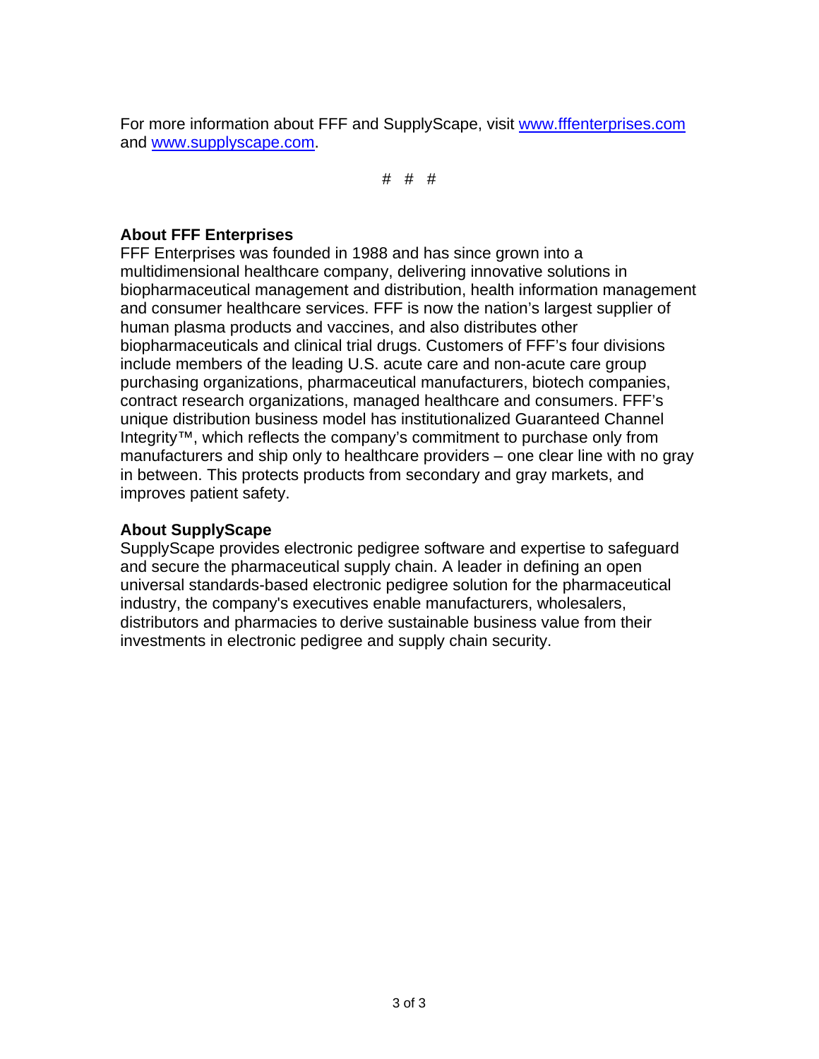For more information about FFF and SupplyScape, visit [www.fffenterprises.com](http://www.fffenterprises.com) and [www.supplyscape.com](http://www.supplyscape.com).

# # #

**About FFF Enterprises**
FFF Enterprises was founded in 1988 and has since grown into a multidimensional healthcare company, delivering innovative solutions in biopharmaceutical management and distribution, health information management and consumer healthcare services. FFF is now the nation's largest supplier of human plasma products and vaccines, and also distributes other biopharmaceuticals and clinical trial drugs. Customers of FFF's four divisions include members of the leading U.S. acute care and non-acute care group purchasing organizations, pharmaceutical manufacturers, biotech companies, contract research organizations, managed healthcare and consumers. FFF's unique distribution business model has institutionalized Guaranteed Channel Integrity™, which reflects the company's commitment to purchase only from manufacturers and ship only to healthcare providers – one clear line with no gray in between. This protects products from secondary and gray markets, and improves patient safety.

**About SupplyScape**
SupplyScape provides electronic pedigree software and expertise to safeguard and secure the pharmaceutical supply chain. A leader in defining an open universal standards-based electronic pedigree solution for the pharmaceutical industry, the company's executives enable manufacturers, wholesalers, distributors and pharmacies to derive sustainable business value from their investments in electronic pedigree and supply chain security.